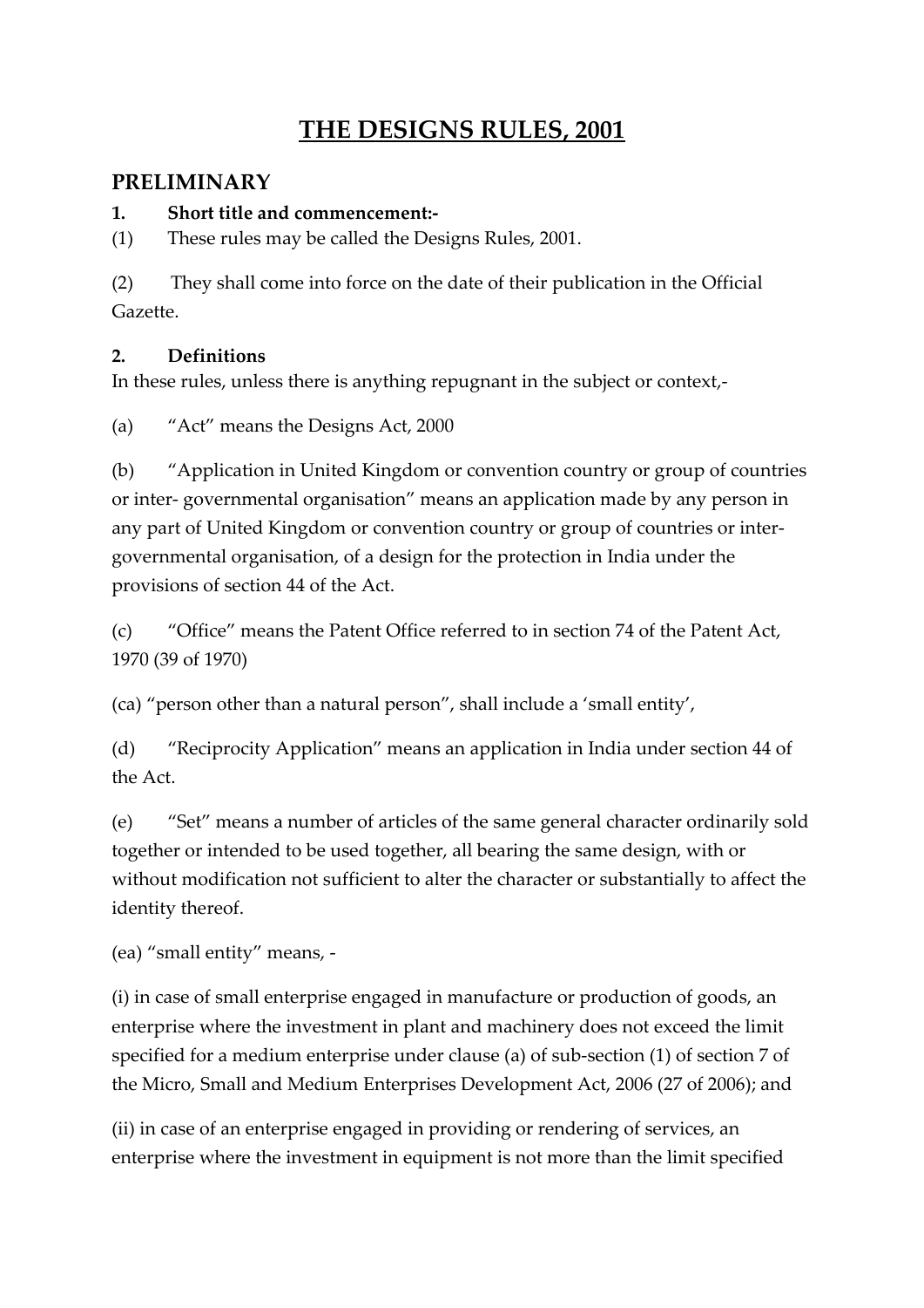# THE DESIGNS RULES, 2001

## PRELIMINARY

**1. Short title and commencement:-**

(1) These rules may be called the Designs Rules, 2001.

(2) They shall come into force on the date of their publication in the Official Gazette.

**2. Definitions**

In these rules, unless there is anything repugnant in the subject or context,-

(a) "Act" means the Designs Act, 2000

(b) "Application in United Kingdom or convention country or group of countries or inter- governmental organisation" means an application made by any person in any part of United Kingdom or convention country or group of countries or inter-governmental organisation, of a design for the protection in India under the provisions of section 44 of the Act.

(c) "Office" means the Patent Office referred to in section 74 of the Patent Act, 1970 (39 of 1970)

(ca) "person other than a natural person", shall include a 'small entity',

(d) "Reciprocity Application" means an application in India under section 44 of the Act.

(e) "Set" means a number of articles of the same general character ordinarily sold together or intended to be used together, all bearing the same design, with or without modification not sufficient to alter the character or substantially to affect the identity thereof.

(ea) "small entity" means, -

(i) in case of small enterprise engaged in manufacture or production of goods, an enterprise where the investment in plant and machinery does not exceed the limit specified for a medium enterprise under clause (a) of sub-section (1) of section 7 of the Micro, Small and Medium Enterprises Development Act, 2006 (27 of 2006); and

(ii) in case of an enterprise engaged in providing or rendering of services, an enterprise where the investment in equipment is not more than the limit specified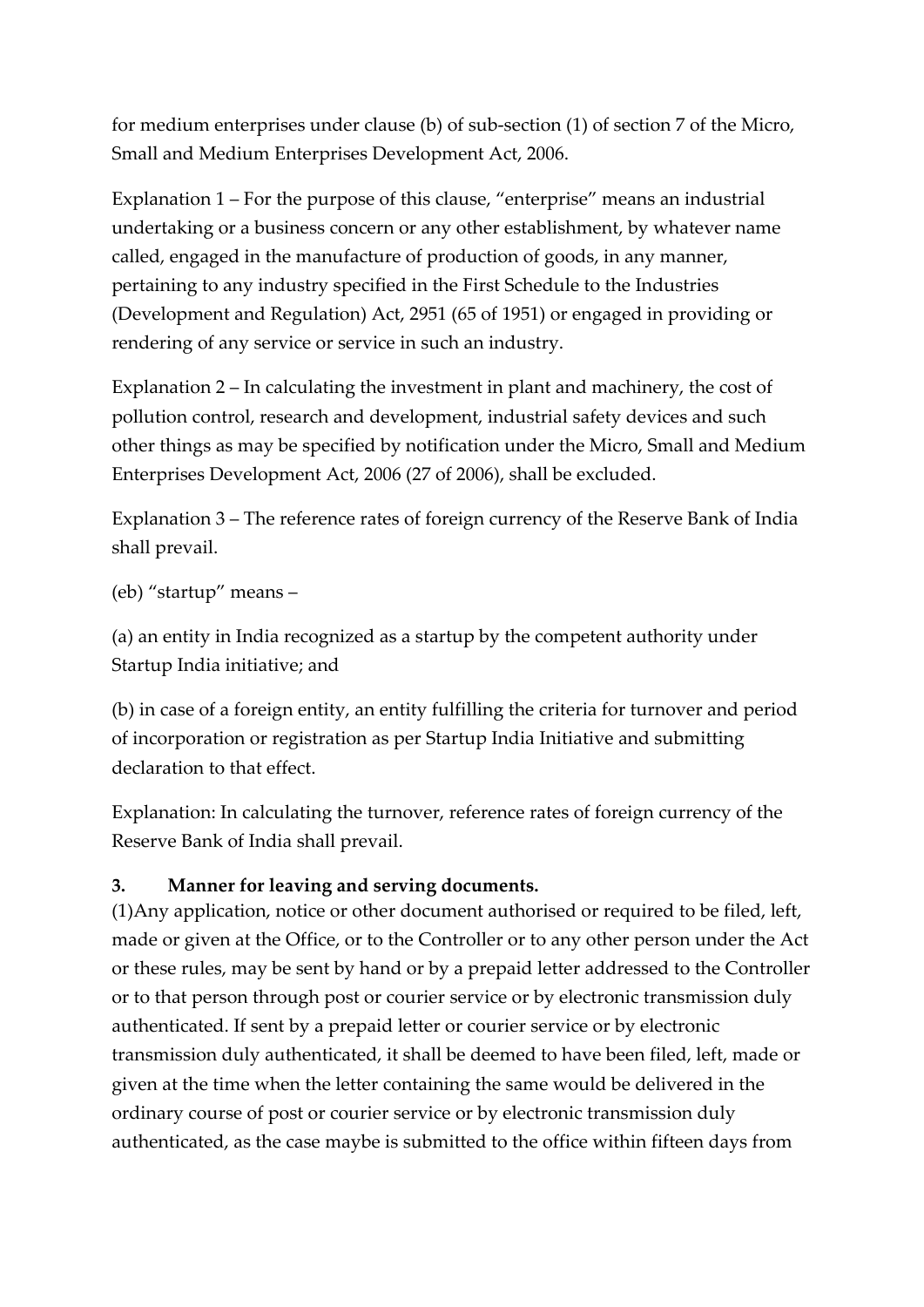for medium enterprises under clause (b) of sub-section (1) of section 7 of the Micro, Small and Medium Enterprises Development Act, 2006.

Explanation 1 – For the purpose of this clause, "enterprise" means an industrial undertaking or a business concern or any other establishment, by whatever name called, engaged in the manufacture of production of goods, in any manner, pertaining to any industry specified in the First Schedule to the Industries (Development and Regulation) Act, 2951 (65 of 1951) or engaged in providing or rendering of any service or service in such an industry.

Explanation 2 – In calculating the investment in plant and machinery, the cost of pollution control, research and development, industrial safety devices and such other things as may be specified by notification under the Micro, Small and Medium Enterprises Development Act, 2006 (27 of 2006), shall be excluded.

Explanation 3 – The reference rates of foreign currency of the Reserve Bank of India shall prevail.

(eb) "startup" means –

(a) an entity in India recognized as a startup by the competent authority under Startup India initiative; and

(b) in case of a foreign entity, an entity fulfilling the criteria for turnover and period of incorporation or registration as per Startup India Initiative and submitting declaration to that effect.

Explanation: In calculating the turnover, reference rates of foreign currency of the Reserve Bank of India shall prevail.

**3. Manner for leaving and serving documents.**

(1)Any application, notice or other document authorised or required to be filed, left, made or given at the Office, or to the Controller or to any other person under the Act or these rules, may be sent by hand or by a prepaid letter addressed to the Controller or to that person through post or courier service or by electronic transmission duly authenticated. If sent by a prepaid letter or courier service or by electronic transmission duly authenticated, it shall be deemed to have been filed, left, made or given at the time when the letter containing the same would be delivered in the ordinary course of post or courier service or by electronic transmission duly authenticated, as the case maybe is submitted to the office within fifteen days from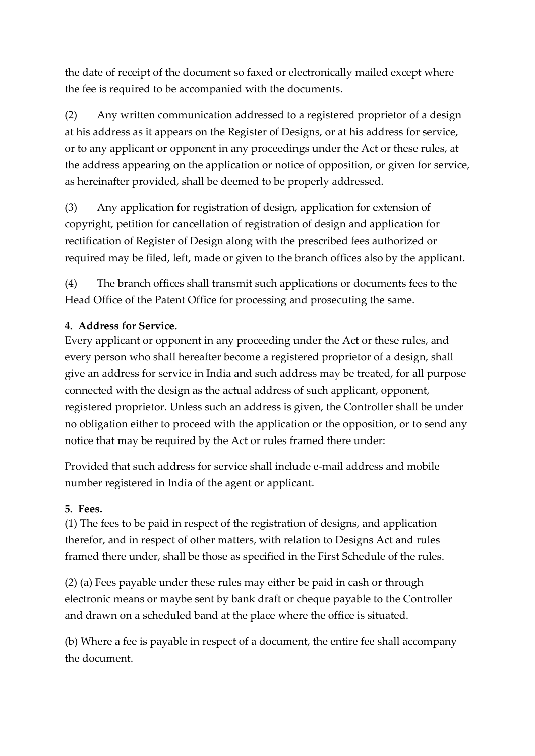the date of receipt of the document so faxed or electronically mailed except where the fee is required to be accompanied with the documents.

(2) Any written communication addressed to a registered proprietor of a design at his address as it appears on the Register of Designs, or at his address for service, or to any applicant or opponent in any proceedings under the Act or these rules, at the address appearing on the application or notice of opposition, or given for service, as hereinafter provided, shall be deemed to be properly addressed.

(3) Any application for registration of design, application for extension of copyright, petition for cancellation of registration of design and application for rectification of Register of Design along with the prescribed fees authorized or required may be filed, left, made or given to the branch offices also by the applicant.

(4) The branch offices shall transmit such applications or documents fees to the Head Office of the Patent Office for processing and prosecuting the same.

**4. Address for Service.**

Every applicant or opponent in any proceeding under the Act or these rules, and every person who shall hereafter become a registered proprietor of a design, shall give an address for service in India and such address may be treated, for all purpose connected with the design as the actual address of such applicant, opponent, registered proprietor. Unless such an address is given, the Controller shall be under no obligation either to proceed with the application or the opposition, or to send any notice that may be required by the Act or rules framed there under:

Provided that such address for service shall include e-mail address and mobile number registered in India of the agent or applicant.

**5. Fees.**

(1) The fees to be paid in respect of the registration of designs, and application therefor, and in respect of other matters, with relation to Designs Act and rules framed there under, shall be those as specified in the First Schedule of the rules.

(2) (a) Fees payable under these rules may either be paid in cash or through electronic means or maybe sent by bank draft or cheque payable to the Controller and drawn on a scheduled band at the place where the office is situated.

(b) Where a fee is payable in respect of a document, the entire fee shall accompany the document.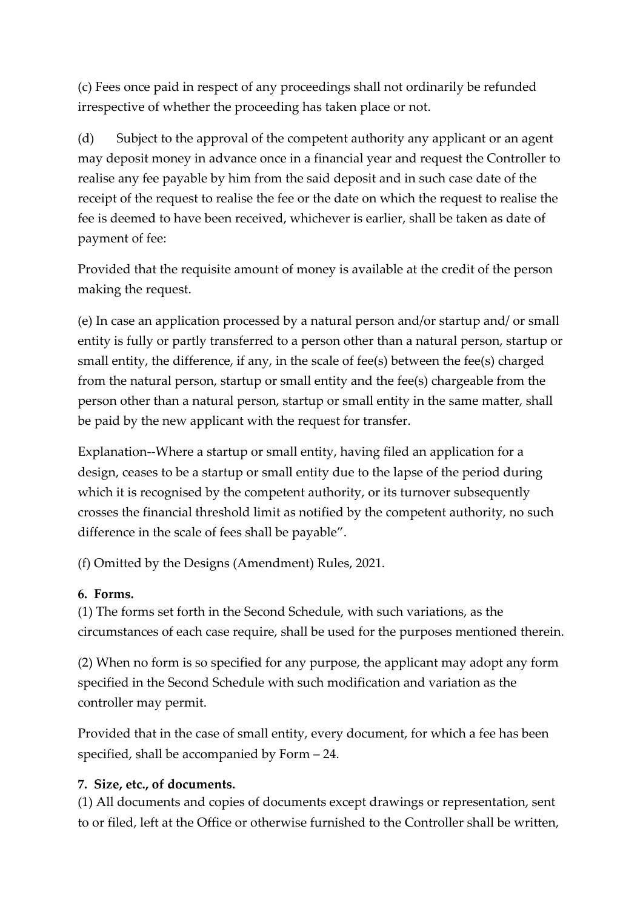(c) Fees once paid in respect of any proceedings shall not ordinarily be refunded irrespective of whether the proceeding has taken place or not.

(d) Subject to the approval of the competent authority any applicant or an agent may deposit money in advance once in a financial year and request the Controller to realise any fee payable by him from the said deposit and in such case date of the receipt of the request to realise the fee or the date on which the request to realise the fee is deemed to have been received, whichever is earlier, shall be taken as date of payment of fee:

Provided that the requisite amount of money is available at the credit of the person making the request.

(e) In case an application processed by a natural person and/or startup and/ or small entity is fully or partly transferred to a person other than a natural person, startup or small entity, the difference, if any, in the scale of fee(s) between the fee(s) charged from the natural person, startup or small entity and the fee(s) chargeable from the person other than a natural person, startup or small entity in the same matter, shall be paid by the new applicant with the request for transfer.

Explanation--Where a startup or small entity, having filed an application for a design, ceases to be a startup or small entity due to the lapse of the period during which it is recognised by the competent authority, or its turnover subsequently crosses the financial threshold limit as notified by the competent authority, no such difference in the scale of fees shall be payable".

(f) Omitted by the Designs (Amendment) Rules, 2021.

**6. Forms.**

(1) The forms set forth in the Second Schedule, with such variations, as the circumstances of each case require, shall be used for the purposes mentioned therein.

(2) When no form is so specified for any purpose, the applicant may adopt any form specified in the Second Schedule with such modification and variation as the controller may permit.

Provided that in the case of small entity, every document, for which a fee has been specified, shall be accompanied by Form – 24.

**7. Size, etc., of documents.**

(1) All documents and copies of documents except drawings or representation, sent to or filed, left at the Office or otherwise furnished to the Controller shall be written,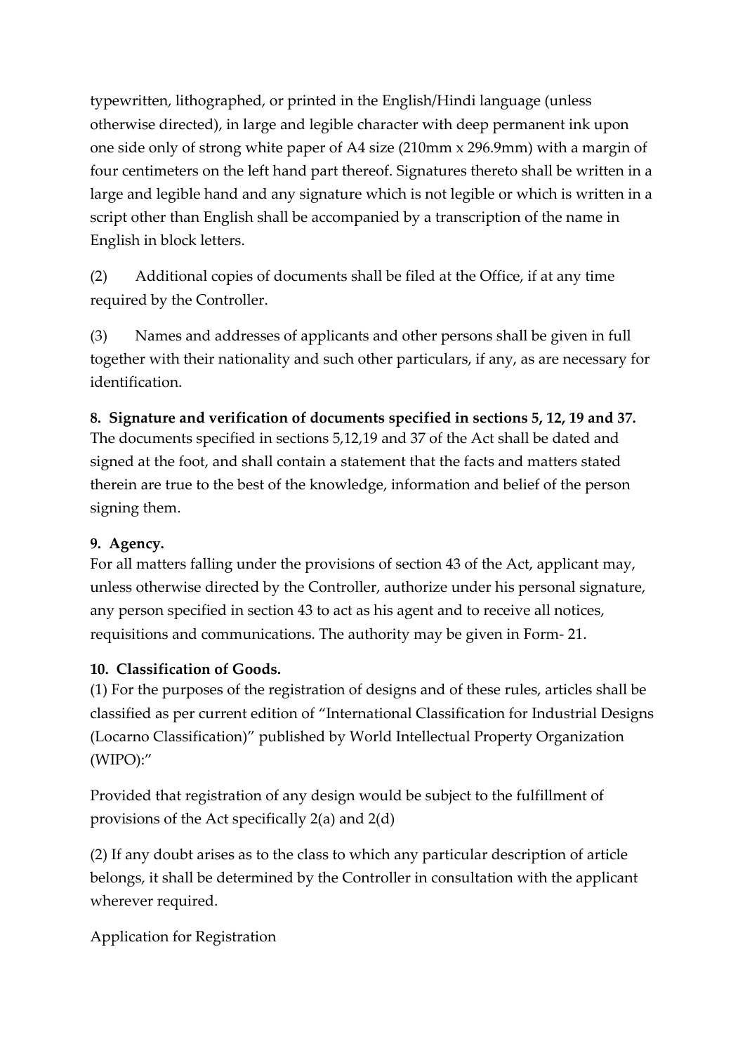typewritten, lithographed, or printed in the English/Hindi language (unless otherwise directed), in large and legible character with deep permanent ink upon one side only of strong white paper of A4 size (210mm x 296.9mm) with a margin of four centimeters on the left hand part thereof. Signatures thereto shall be written in a large and legible hand and any signature which is not legible or which is written in a script other than English shall be accompanied by a transcription of the name in English in block letters.

(2) Additional copies of documents shall be filed at the Office, if at any time required by the Controller.

(3) Names and addresses of applicants and other persons shall be given in full together with their nationality and such other particulars, if any, as are necessary for identification.

**8. Signature and verification of documents specified in sections 5, 12, 19 and 37.**
The documents specified in sections 5,12,19 and 37 of the Act shall be dated and signed at the foot, and shall contain a statement that the facts and matters stated therein are true to the best of the knowledge, information and belief of the person signing them.

**9. Agency.**
For all matters falling under the provisions of section 43 of the Act, applicant may, unless otherwise directed by the Controller, authorize under his personal signature, any person specified in section 43 to act as his agent and to receive all notices, requisitions and communications. The authority may be given in Form- 21.

**10. Classification of Goods.**
(1) For the purposes of the registration of designs and of these rules, articles shall be classified as per current edition of "International Classification for Industrial Designs (Locarno Classification)" published by World Intellectual Property Organization (WIPO):"

Provided that registration of any design would be subject to the fulfillment of provisions of the Act specifically 2(a) and 2(d)

(2) If any doubt arises as to the class to which any particular description of article belongs, it shall be determined by the Controller in consultation with the applicant wherever required.

Application for Registration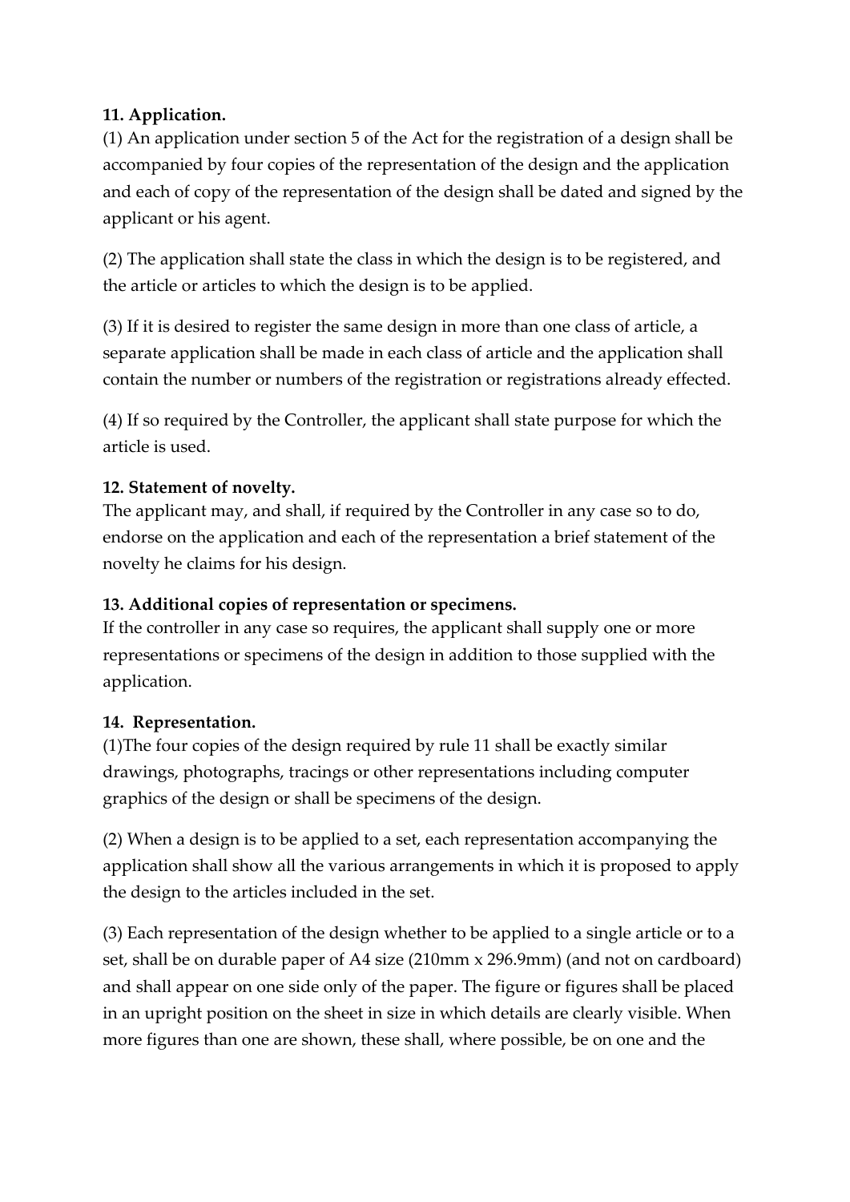**11. Application.**

(1) An application under section 5 of the Act for the registration of a design shall be accompanied by four copies of the representation of the design and the application and each of copy of the representation of the design shall be dated and signed by the applicant or his agent.

(2) The application shall state the class in which the design is to be registered, and the article or articles to which the design is to be applied.

(3) If it is desired to register the same design in more than one class of article, a separate application shall be made in each class of article and the application shall contain the number or numbers of the registration or registrations already effected.

(4) If so required by the Controller, the applicant shall state purpose for which the article is used.

**12. Statement of novelty.**

The applicant may, and shall, if required by the Controller in any case so to do, endorse on the application and each of the representation a brief statement of the novelty he claims for his design.

**13. Additional copies of representation or specimens.**

If the controller in any case so requires, the applicant shall supply one or more representations or specimens of the design in addition to those supplied with the application.

**14. Representation.**

(1)The four copies of the design required by rule 11 shall be exactly similar drawings, photographs, tracings or other representations including computer graphics of the design or shall be specimens of the design.

(2) When a design is to be applied to a set, each representation accompanying the application shall show all the various arrangements in which it is proposed to apply the design to the articles included in the set.

(3) Each representation of the design whether to be applied to a single article or to a set, shall be on durable paper of A4 size (210mm x 296.9mm) (and not on cardboard) and shall appear on one side only of the paper. The figure or figures shall be placed in an upright position on the sheet in size in which details are clearly visible. When more figures than one are shown, these shall, where possible, be on one and the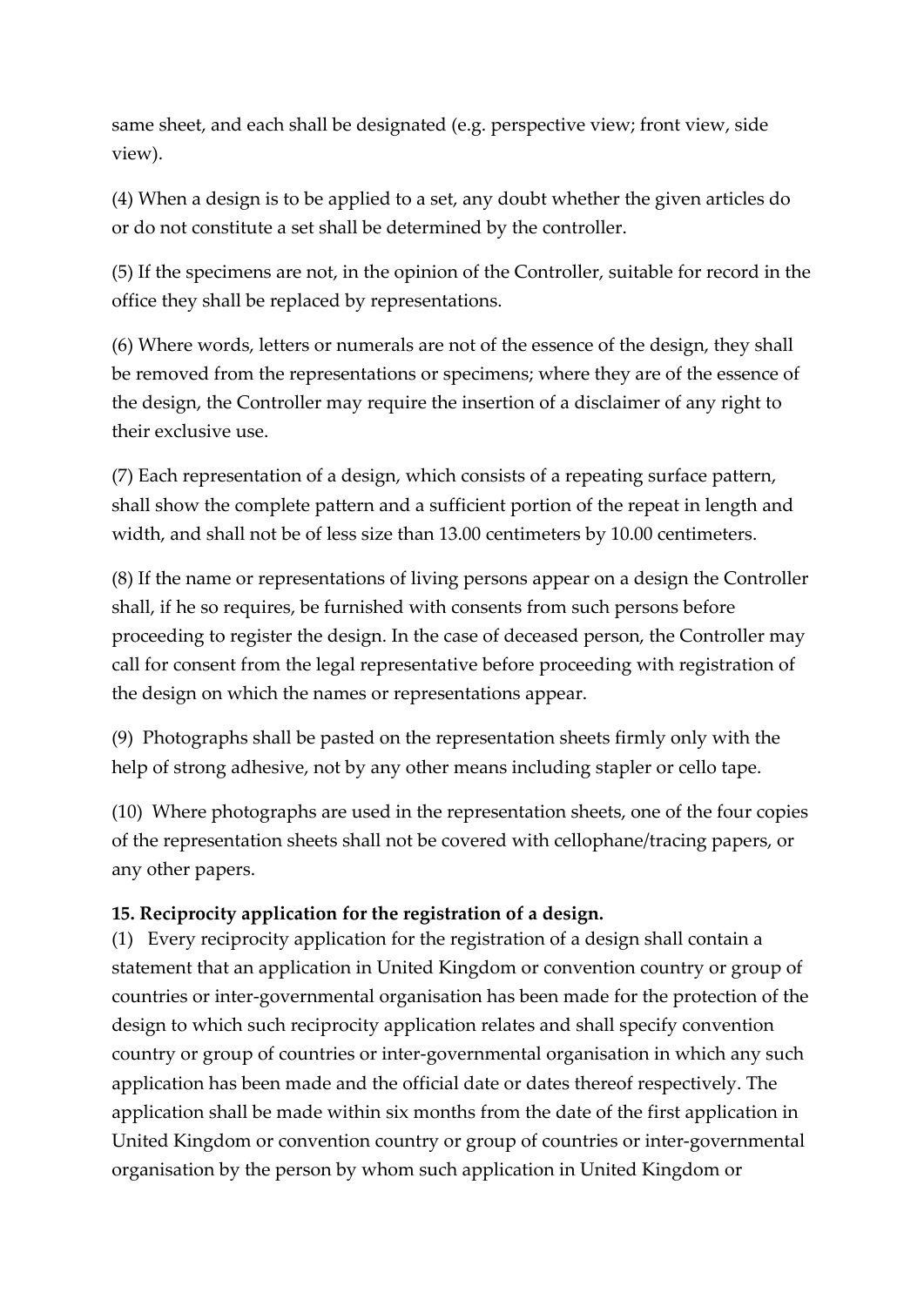same sheet, and each shall be designated (e.g. perspective view; front view, side view).

(4) When a design is to be applied to a set, any doubt whether the given articles do or do not constitute a set shall be determined by the controller.

(5) If the specimens are not, in the opinion of the Controller, suitable for record in the office they shall be replaced by representations.

(6) Where words, letters or numerals are not of the essence of the design, they shall be removed from the representations or specimens; where they are of the essence of the design, the Controller may require the insertion of a disclaimer of any right to their exclusive use.

(7) Each representation of a design, which consists of a repeating surface pattern, shall show the complete pattern and a sufficient portion of the repeat in length and width, and shall not be of less size than 13.00 centimeters by 10.00 centimeters.

(8) If the name or representations of living persons appear on a design the Controller shall, if he so requires, be furnished with consents from such persons before proceeding to register the design. In the case of deceased person, the Controller may call for consent from the legal representative before proceeding with registration of the design on which the names or representations appear.

(9) Photographs shall be pasted on the representation sheets firmly only with the help of strong adhesive, not by any other means including stapler or cello tape.

(10) Where photographs are used in the representation sheets, one of the four copies of the representation sheets shall not be covered with cellophane/tracing papers, or any other papers.

**15. Reciprocity application for the registration of a design.**

(1) Every reciprocity application for the registration of a design shall contain a statement that an application in United Kingdom or convention country or group of countries or inter-governmental organisation has been made for the protection of the design to which such reciprocity application relates and shall specify convention country or group of countries or inter-governmental organisation in which any such application has been made and the official date or dates thereof respectively. The application shall be made within six months from the date of the first application in United Kingdom or convention country or group of countries or inter-governmental organisation by the person by whom such application in United Kingdom or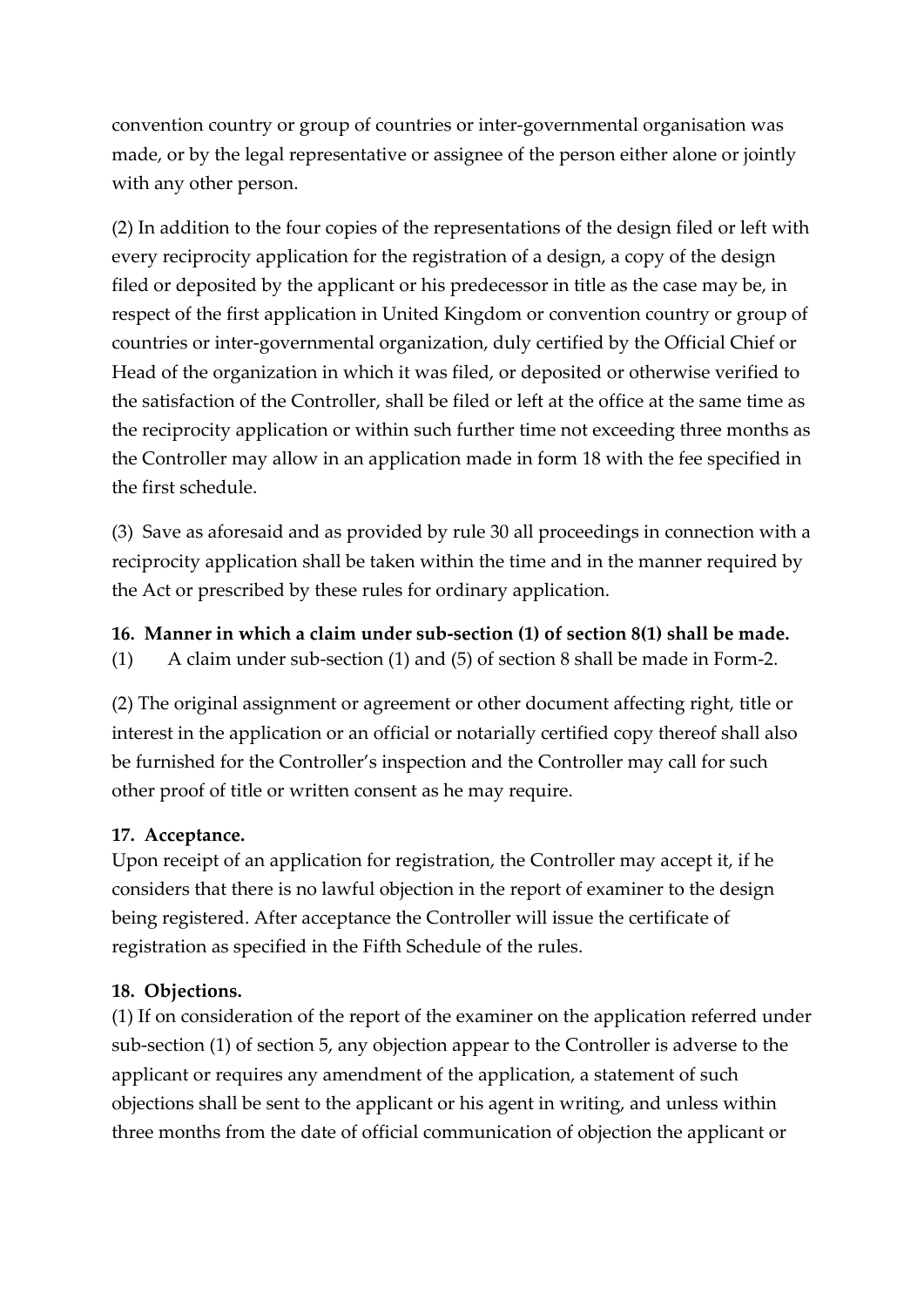convention country or group of countries or inter-governmental organisation was made, or by the legal representative or assignee of the person either alone or jointly with any other person.

(2) In addition to the four copies of the representations of the design filed or left with every reciprocity application for the registration of a design, a copy of the design filed or deposited by the applicant or his predecessor in title as the case may be, in respect of the first application in United Kingdom or convention country or group of countries or inter-governmental organization, duly certified by the Official Chief or Head of the organization in which it was filed, or deposited or otherwise verified to the satisfaction of the Controller, shall be filed or left at the office at the same time as the reciprocity application or within such further time not exceeding three months as the Controller may allow in an application made in form 18 with the fee specified in the first schedule.

(3) Save as aforesaid and as provided by rule 30 all proceedings in connection with a reciprocity application shall be taken within the time and in the manner required by the Act or prescribed by these rules for ordinary application.

**16. Manner in which a claim under sub-section (1) of section 8(1) shall be made.**

(1) A claim under sub-section (1) and (5) of section 8 shall be made in Form-2.

(2) The original assignment or agreement or other document affecting right, title or interest in the application or an official or notarially certified copy thereof shall also be furnished for the Controller's inspection and the Controller may call for such other proof of title or written consent as he may require.

**17. Acceptance.**

Upon receipt of an application for registration, the Controller may accept it, if he considers that there is no lawful objection in the report of examiner to the design being registered. After acceptance the Controller will issue the certificate of registration as specified in the Fifth Schedule of the rules.

**18. Objections.**

(1) If on consideration of the report of the examiner on the application referred under sub-section (1) of section 5, any objection appear to the Controller is adverse to the applicant or requires any amendment of the application, a statement of such objections shall be sent to the applicant or his agent in writing, and unless within three months from the date of official communication of objection the applicant or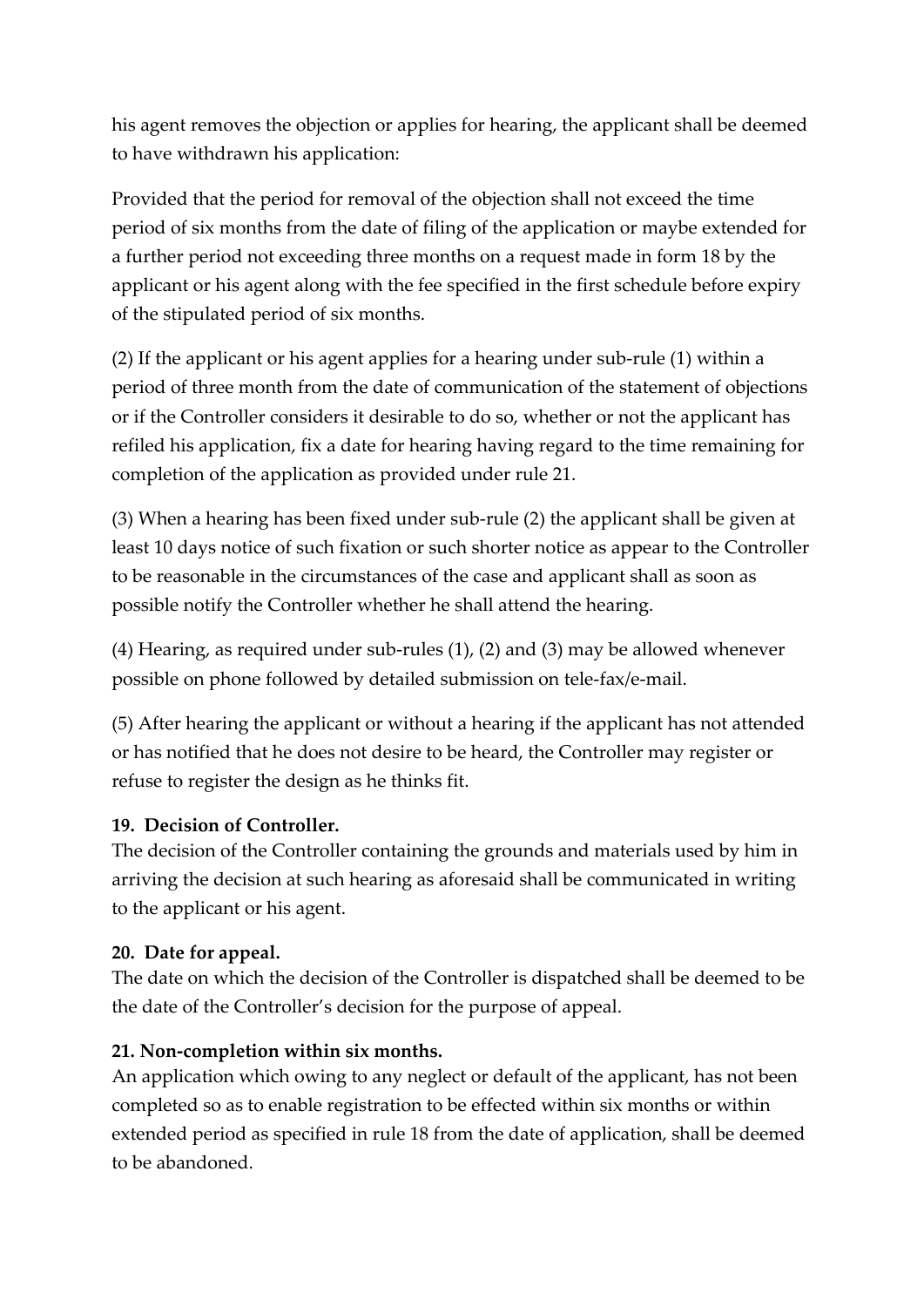his agent removes the objection or applies for hearing, the applicant shall be deemed to have withdrawn his application:

Provided that the period for removal of the objection shall not exceed the time period of six months from the date of filing of the application or maybe extended for a further period not exceeding three months on a request made in form 18 by the applicant or his agent along with the fee specified in the first schedule before expiry of the stipulated period of six months.

(2) If the applicant or his agent applies for a hearing under sub-rule (1) within a period of three month from the date of communication of the statement of objections or if the Controller considers it desirable to do so, whether or not the applicant has refiled his application, fix a date for hearing having regard to the time remaining for completion of the application as provided under rule 21.

(3) When a hearing has been fixed under sub-rule (2) the applicant shall be given at least 10 days notice of such fixation or such shorter notice as appear to the Controller to be reasonable in the circumstances of the case and applicant shall as soon as possible notify the Controller whether he shall attend the hearing.

(4) Hearing, as required under sub-rules (1), (2) and (3) may be allowed whenever possible on phone followed by detailed submission on tele-fax/e-mail.

(5) After hearing the applicant or without a hearing if the applicant has not attended or has notified that he does not desire to be heard, the Controller may register or refuse to register the design as he thinks fit.

**19. Decision of Controller.**
The decision of the Controller containing the grounds and materials used by him in arriving the decision at such hearing as aforesaid shall be communicated in writing to the applicant or his agent.

**20. Date for appeal.**
The date on which the decision of the Controller is dispatched shall be deemed to be the date of the Controller's decision for the purpose of appeal.

**21. Non-completion within six months.**
An application which owing to any neglect or default of the applicant, has not been completed so as to enable registration to be effected within six months or within extended period as specified in rule 18 from the date of application, shall be deemed to be abandoned.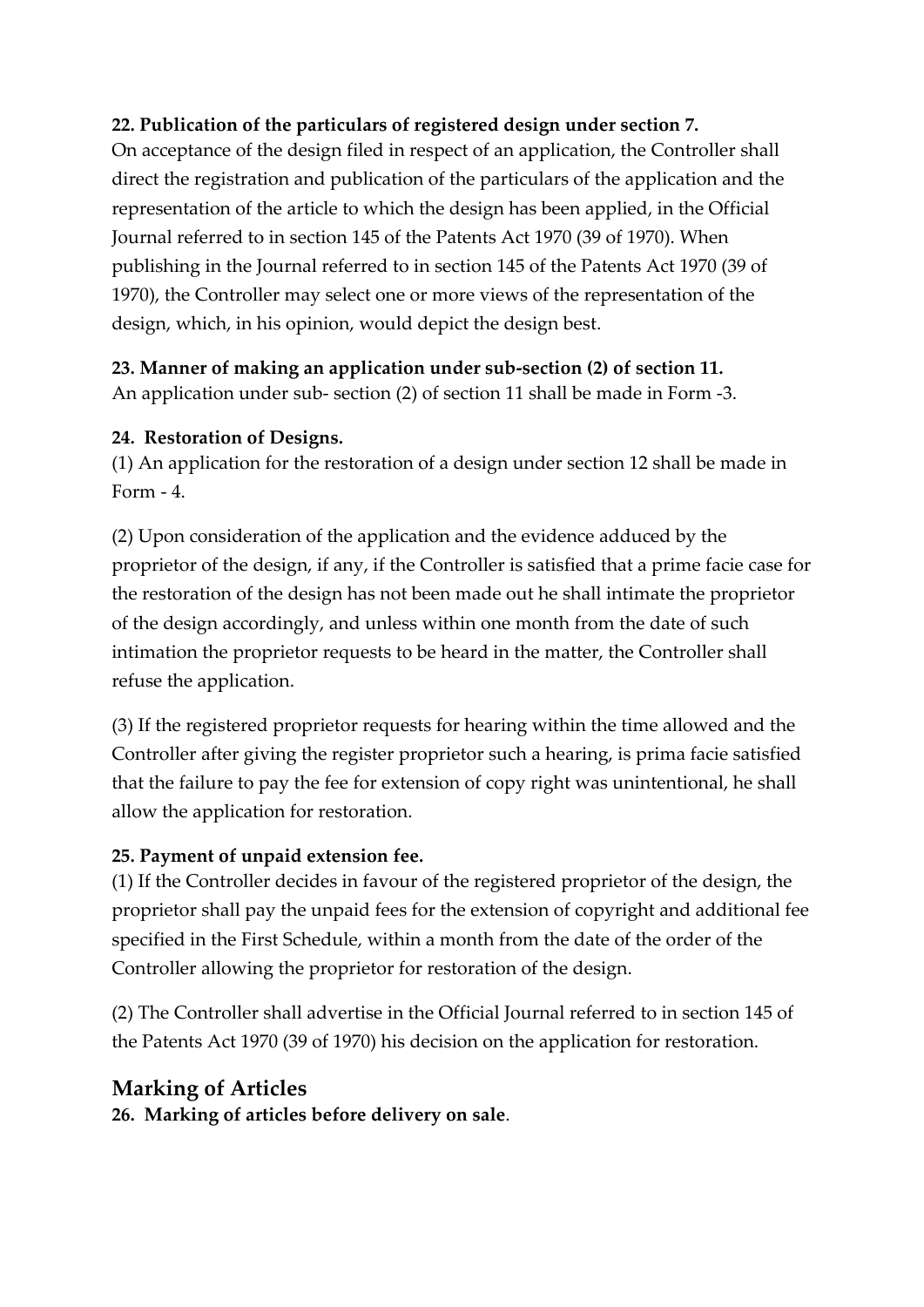**22. Publication of the particulars of registered design under section 7.**
On acceptance of the design filed in respect of an application, the Controller shall direct the registration and publication of the particulars of the application and the representation of the article to which the design has been applied, in the Official Journal referred to in section 145 of the Patents Act 1970 (39 of 1970). When publishing in the Journal referred to in section 145 of the Patents Act 1970 (39 of 1970), the Controller may select one or more views of the representation of the design, which, in his opinion, would depict the design best.

**23. Manner of making an application under sub-section (2) of section 11.**
An application under sub- section (2) of section 11 shall be made in Form -3.

**24. Restoration of Designs.**

(1) An application for the restoration of a design under section 12 shall be made in Form - 4.

(2) Upon consideration of the application and the evidence adduced by the proprietor of the design, if any, if the Controller is satisfied that a prime facie case for the restoration of the design has not been made out he shall intimate the proprietor of the design accordingly, and unless within one month from the date of such intimation the proprietor requests to be heard in the matter, the Controller shall refuse the application.

(3) If the registered proprietor requests for hearing within the time allowed and the Controller after giving the register proprietor such a hearing, is prima facie satisfied that the failure to pay the fee for extension of copy right was unintentional, he shall allow the application for restoration.

**25. Payment of unpaid extension fee.**

(1) If the Controller decides in favour of the registered proprietor of the design, the proprietor shall pay the unpaid fees for the extension of copyright and additional fee specified in the First Schedule, within a month from the date of the order of the Controller allowing the proprietor for restoration of the design.

(2) The Controller shall advertise in the Official Journal referred to in section 145 of the Patents Act 1970 (39 of 1970) his decision on the application for restoration.

## Marking of Articles

**26. Marking of articles before delivery on sale**.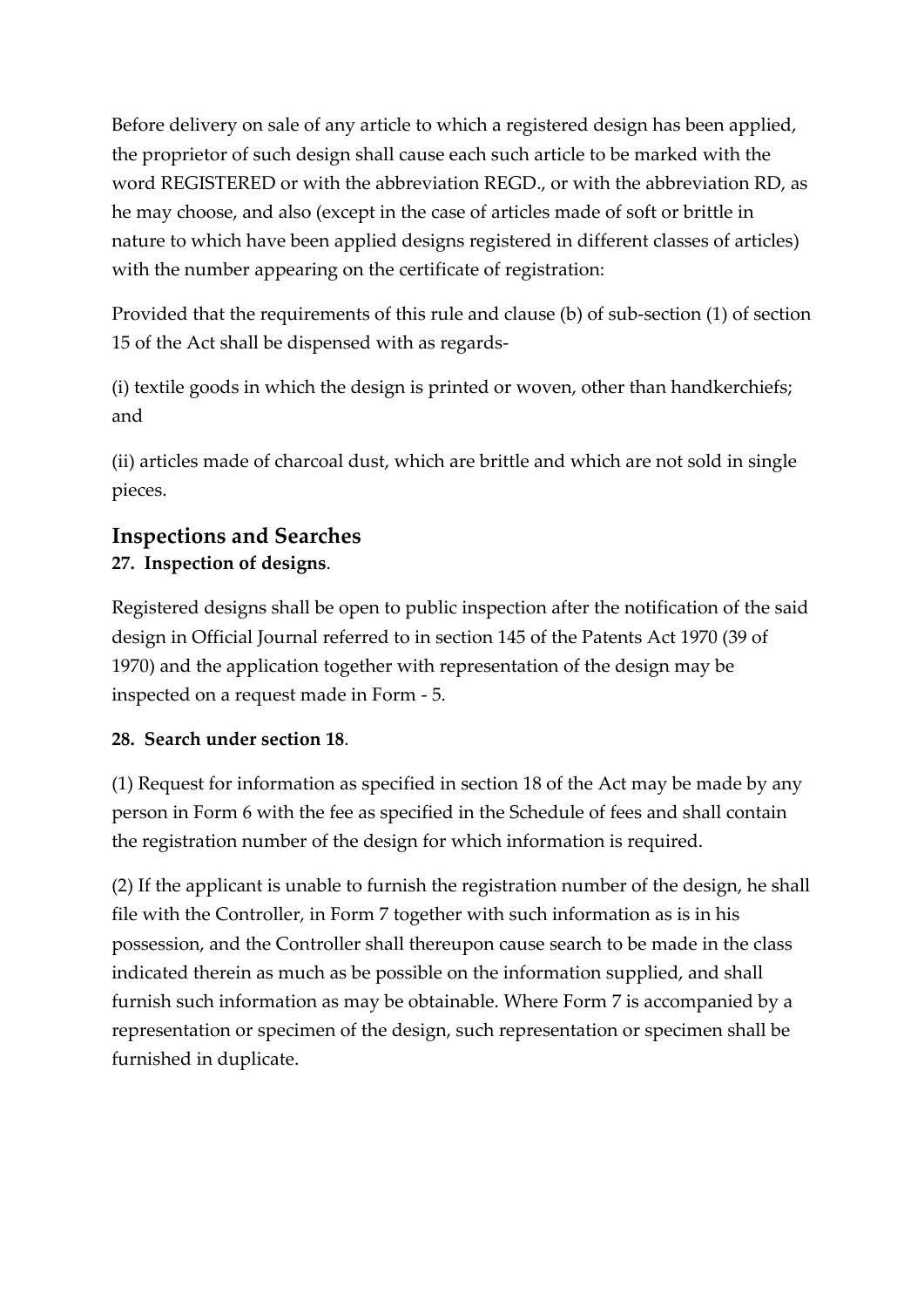Before delivery on sale of any article to which a registered design has been applied, the proprietor of such design shall cause each such article to be marked with the word REGISTERED or with the abbreviation REGD., or with the abbreviation RD, as he may choose, and also (except in the case of articles made of soft or brittle in nature to which have been applied designs registered in different classes of articles) with the number appearing on the certificate of registration:

Provided that the requirements of this rule and clause (b) of sub-section (1) of section 15 of the Act shall be dispensed with as regards-

(i) textile goods in which the design is printed or woven, other than handkerchiefs; and

(ii) articles made of charcoal dust, which are brittle and which are not sold in single pieces.

## Inspections and Searches

### 27. Inspection of designs.

Registered designs shall be open to public inspection after the notification of the said design in Official Journal referred to in section 145 of the Patents Act 1970 (39 of 1970) and the application together with representation of the design may be inspected on a request made in Form - 5.

### 28. Search under section 18.

(1) Request for information as specified in section 18 of the Act may be made by any person in Form 6 with the fee as specified in the Schedule of fees and shall contain the registration number of the design for which information is required.

(2) If the applicant is unable to furnish the registration number of the design, he shall file with the Controller, in Form 7 together with such information as is in his possession, and the Controller shall thereupon cause search to be made in the class indicated therein as much as be possible on the information supplied, and shall furnish such information as may be obtainable. Where Form 7 is accompanied by a representation or specimen of the design, such representation or specimen shall be furnished in duplicate.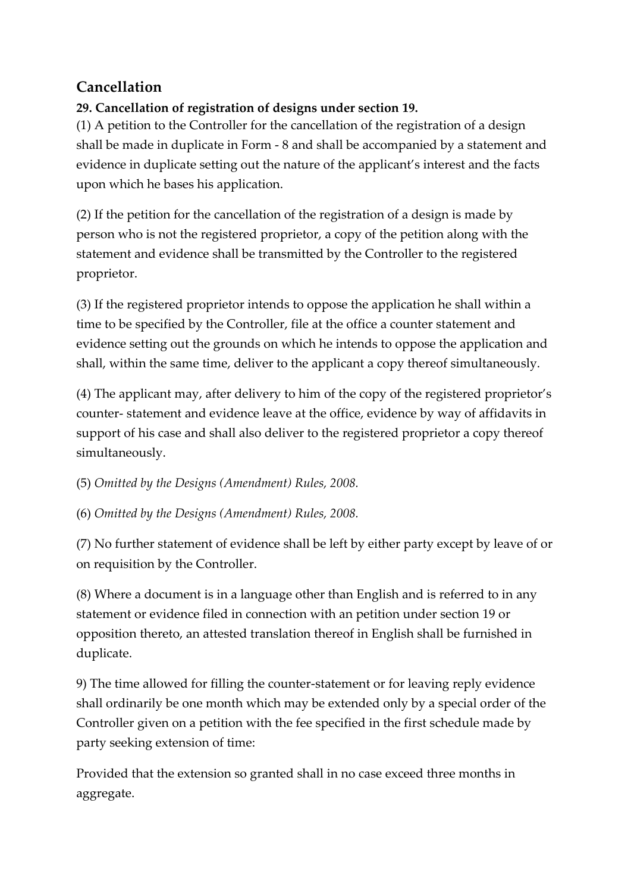## Cancellation

**29. Cancellation of registration of designs under section 19.**

(1) A petition to the Controller for the cancellation of the registration of a design shall be made in duplicate in Form - 8 and shall be accompanied by a statement and evidence in duplicate setting out the nature of the applicant's interest and the facts upon which he bases his application.

(2) If the petition for the cancellation of the registration of a design is made by person who is not the registered proprietor, a copy of the petition along with the statement and evidence shall be transmitted by the Controller to the registered proprietor.

(3) If the registered proprietor intends to oppose the application he shall within a time to be specified by the Controller, file at the office a counter statement and evidence setting out the grounds on which he intends to oppose the application and shall, within the same time, deliver to the applicant a copy thereof simultaneously.

(4) The applicant may, after delivery to him of the copy of the registered proprietor's counter- statement and evidence leave at the office, evidence by way of affidavits in support of his case and shall also deliver to the registered proprietor a copy thereof simultaneously.

(5) *Omitted by the Designs (Amendment) Rules, 2008.*

(6) *Omitted by the Designs (Amendment) Rules, 2008.*

(7) No further statement of evidence shall be left by either party except by leave of or on requisition by the Controller.

(8) Where a document is in a language other than English and is referred to in any statement or evidence filed in connection with an petition under section 19 or opposition thereto, an attested translation thereof in English shall be furnished in duplicate.

9) The time allowed for filling the counter-statement or for leaving reply evidence shall ordinarily be one month which may be extended only by a special order of the Controller given on a petition with the fee specified in the first schedule made by party seeking extension of time:

Provided that the extension so granted shall in no case exceed three months in aggregate.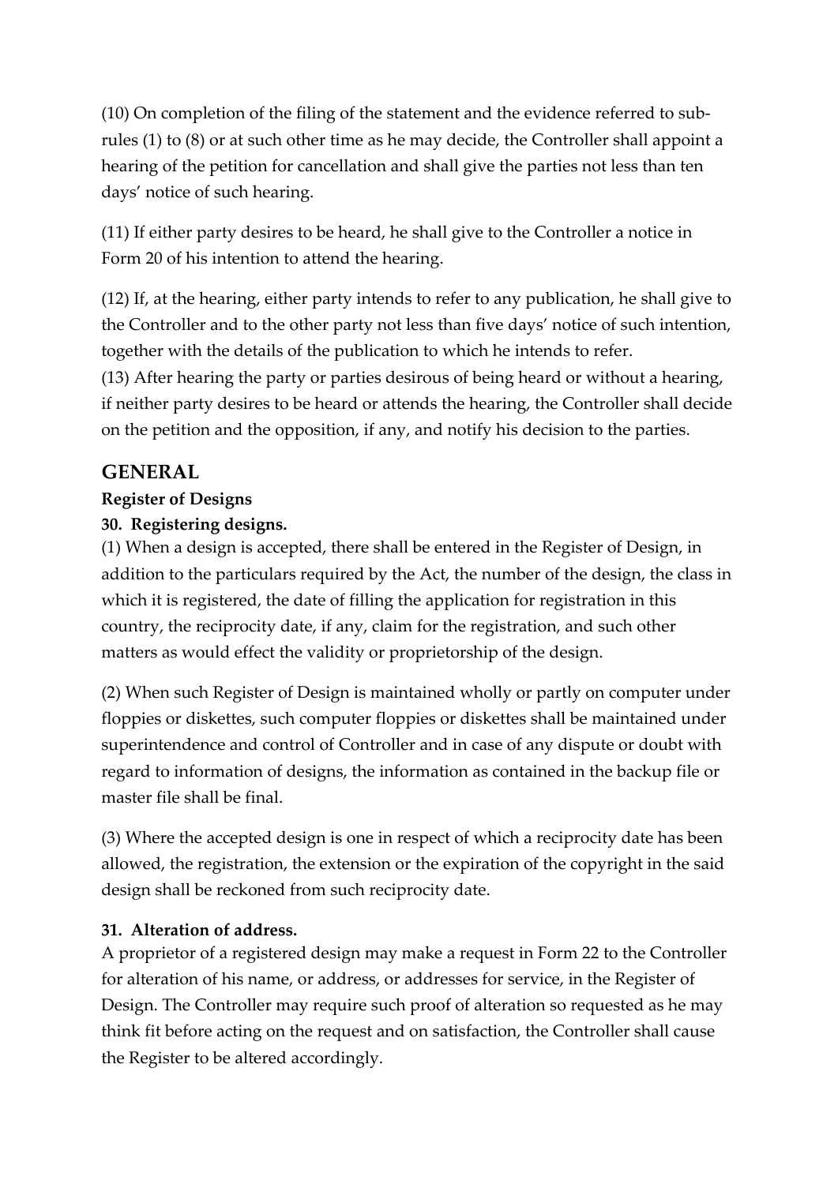(10) On completion of the filing of the statement and the evidence referred to sub-rules (1) to (8) or at such other time as he may decide, the Controller shall appoint a hearing of the petition for cancellation and shall give the parties not less than ten days' notice of such hearing.

(11) If either party desires to be heard, he shall give to the Controller a notice in Form 20 of his intention to attend the hearing.

(12) If, at the hearing, either party intends to refer to any publication, he shall give to the Controller and to the other party not less than five days' notice of such intention, together with the details of the publication to which he intends to refer.
(13) After hearing the party or parties desirous of being heard or without a hearing, if neither party desires to be heard or attends the hearing, the Controller shall decide on the petition and the opposition, if any, and notify his decision to the parties.

## GENERAL

**Register of Designs**

**30. Registering designs.**

(1) When a design is accepted, there shall be entered in the Register of Design, in addition to the particulars required by the Act, the number of the design, the class in which it is registered, the date of filling the application for registration in this country, the reciprocity date, if any, claim for the registration, and such other matters as would effect the validity or proprietorship of the design.

(2) When such Register of Design is maintained wholly or partly on computer under floppies or diskettes, such computer floppies or diskettes shall be maintained under superintendence and control of Controller and in case of any dispute or doubt with regard to information of designs, the information as contained in the backup file or master file shall be final.

(3) Where the accepted design is one in respect of which a reciprocity date has been allowed, the registration, the extension or the expiration of the copyright in the said design shall be reckoned from such reciprocity date.

**31. Alteration of address.**

A proprietor of a registered design may make a request in Form 22 to the Controller for alteration of his name, or address, or addresses for service, in the Register of Design. The Controller may require such proof of alteration so requested as he may think fit before acting on the request and on satisfaction, the Controller shall cause the Register to be altered accordingly.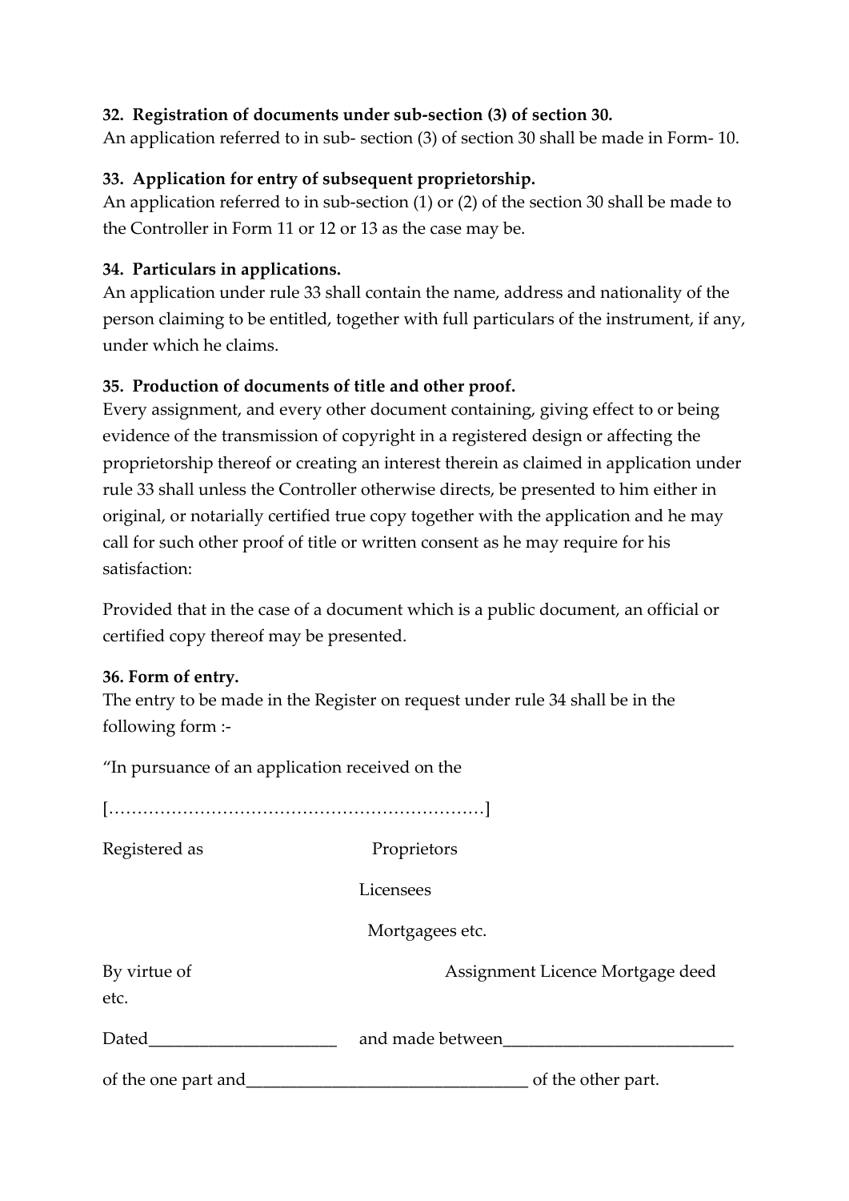**32. Registration of documents under sub-section (3) of section 30.**

An application referred to in sub- section (3) of section 30 shall be made in Form- 10.

**33. Application for entry of subsequent proprietorship.**

An application referred to in sub-section (1) or (2) of the section 30 shall be made to the Controller in Form 11 or 12 or 13 as the case may be.

**34. Particulars in applications.**

An application under rule 33 shall contain the name, address and nationality of the person claiming to be entitled, together with full particulars of the instrument, if any, under which he claims.

**35. Production of documents of title and other proof.**

Every assignment, and every other document containing, giving effect to or being evidence of the transmission of copyright in a registered design or affecting the proprietorship thereof or creating an interest therein as claimed in application under rule 33 shall unless the Controller otherwise directs, be presented to him either in original, or notarially certified true copy together with the application and he may call for such other proof of title or written consent as he may require for his satisfaction:

Provided that in the case of a document which is a public document, an official or certified copy thereof may be presented.

**36. Form of entry.**

The entry to be made in the Register on request under rule 34 shall be in the following form :-

"In pursuance of an application received on the

[…………………………………………………………]

Registered as Proprietors

Licensees

Mortgagees etc.

By virtue of Assignment Licence Mortgage deed etc.

Dated______________________ and made between___________________________

of the one part and________________________________ of the other part.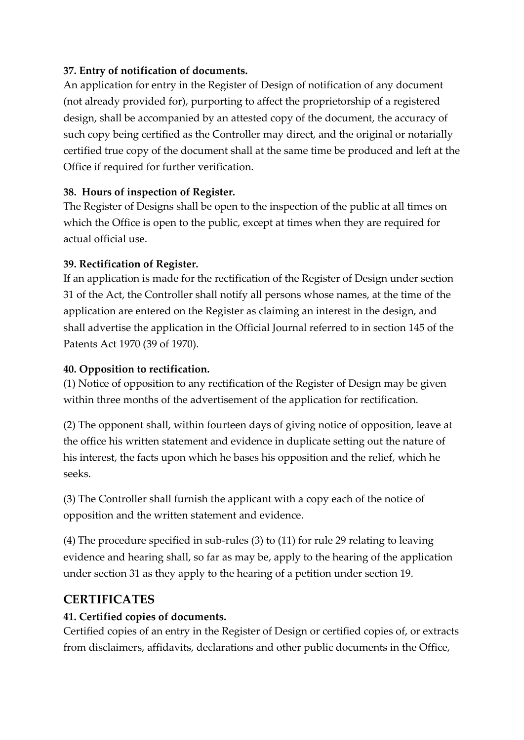**37. Entry of notification of documents.**
An application for entry in the Register of Design of notification of any document (not already provided for), purporting to affect the proprietorship of a registered design, shall be accompanied by an attested copy of the document, the accuracy of such copy being certified as the Controller may direct, and the original or notarially certified true copy of the document shall at the same time be produced and left at the Office if required for further verification.

**38. Hours of inspection of Register.**
The Register of Designs shall be open to the inspection of the public at all times on which the Office is open to the public, except at times when they are required for actual official use.

**39. Rectification of Register.**
If an application is made for the rectification of the Register of Design under section 31 of the Act, the Controller shall notify all persons whose names, at the time of the application are entered on the Register as claiming an interest in the design, and shall advertise the application in the Official Journal referred to in section 145 of the Patents Act 1970 (39 of 1970).

**40. Opposition to rectification.**
(1) Notice of opposition to any rectification of the Register of Design may be given within three months of the advertisement of the application for rectification.

(2) The opponent shall, within fourteen days of giving notice of opposition, leave at the office his written statement and evidence in duplicate setting out the nature of his interest, the facts upon which he bases his opposition and the relief, which he seeks.

(3) The Controller shall furnish the applicant with a copy each of the notice of opposition and the written statement and evidence.

(4) The procedure specified in sub-rules (3) to (11) for rule 29 relating to leaving evidence and hearing shall, so far as may be, apply to the hearing of the application under section 31 as they apply to the hearing of a petition under section 19.

## CERTIFICATES

**41. Certified copies of documents.**
Certified copies of an entry in the Register of Design or certified copies of, or extracts from disclaimers, affidavits, declarations and other public documents in the Office,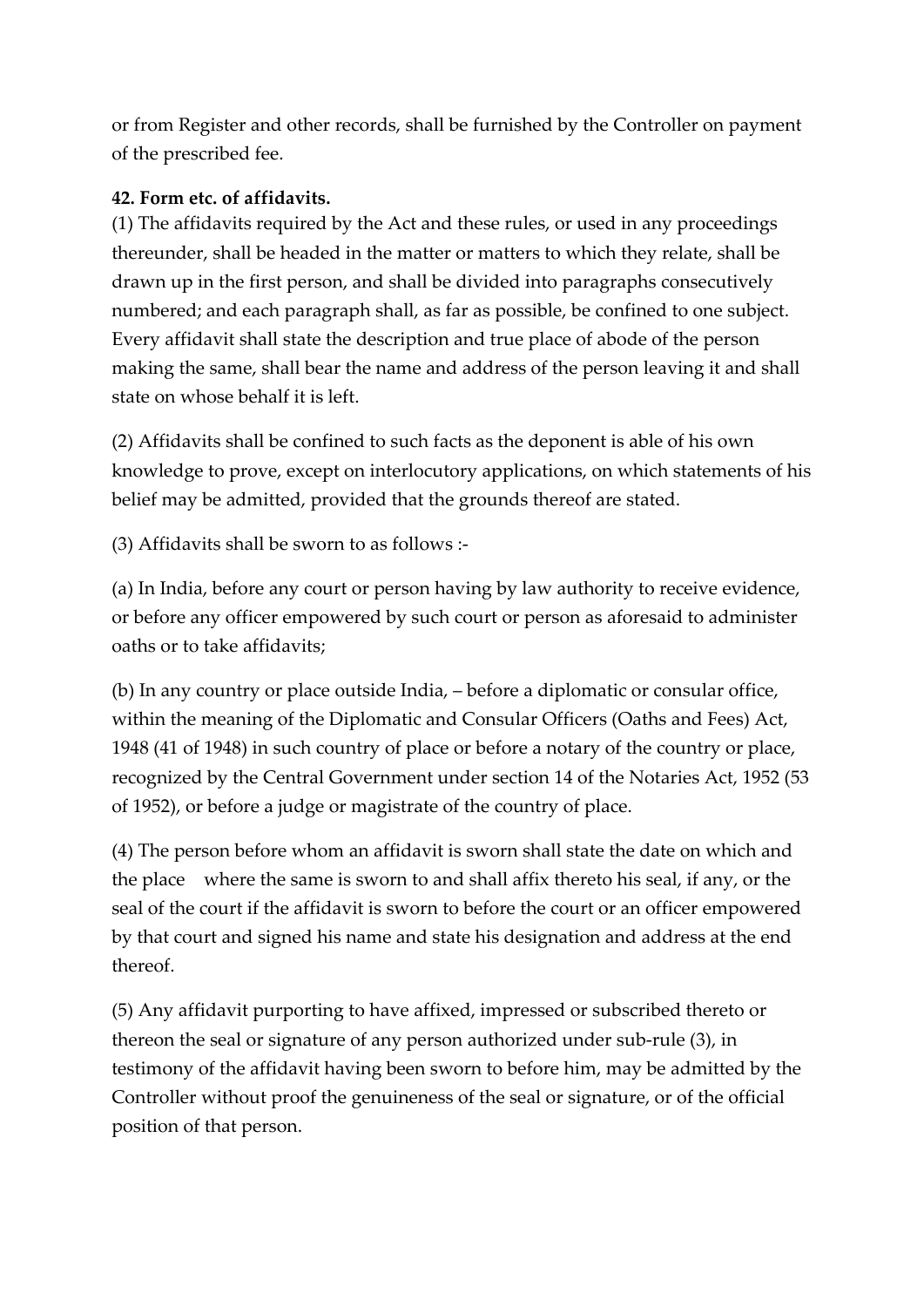or from Register and other records, shall be furnished by the Controller on payment of the prescribed fee.

**42. Form etc. of affidavits.**

(1) The affidavits required by the Act and these rules, or used in any proceedings thereunder, shall be headed in the matter or matters to which they relate, shall be drawn up in the first person, and shall be divided into paragraphs consecutively numbered; and each paragraph shall, as far as possible, be confined to one subject. Every affidavit shall state the description and true place of abode of the person making the same, shall bear the name and address of the person leaving it and shall state on whose behalf it is left.

(2) Affidavits shall be confined to such facts as the deponent is able of his own knowledge to prove, except on interlocutory applications, on which statements of his belief may be admitted, provided that the grounds thereof are stated.

(3) Affidavits shall be sworn to as follows :-

(a) In India, before any court or person having by law authority to receive evidence, or before any officer empowered by such court or person as aforesaid to administer oaths or to take affidavits;

(b) In any country or place outside India, – before a diplomatic or consular office, within the meaning of the Diplomatic and Consular Officers (Oaths and Fees) Act, 1948 (41 of 1948) in such country of place or before a notary of the country or place, recognized by the Central Government under section 14 of the Notaries Act, 1952 (53 of 1952), or before a judge or magistrate of the country of place.

(4) The person before whom an affidavit is sworn shall state the date on which and the place where the same is sworn to and shall affix thereto his seal, if any, or the seal of the court if the affidavit is sworn to before the court or an officer empowered by that court and signed his name and state his designation and address at the end thereof.

(5) Any affidavit purporting to have affixed, impressed or subscribed thereto or thereon the seal or signature of any person authorized under sub-rule (3), in testimony of the affidavit having been sworn to before him, may be admitted by the Controller without proof the genuineness of the seal or signature, or of the official position of that person.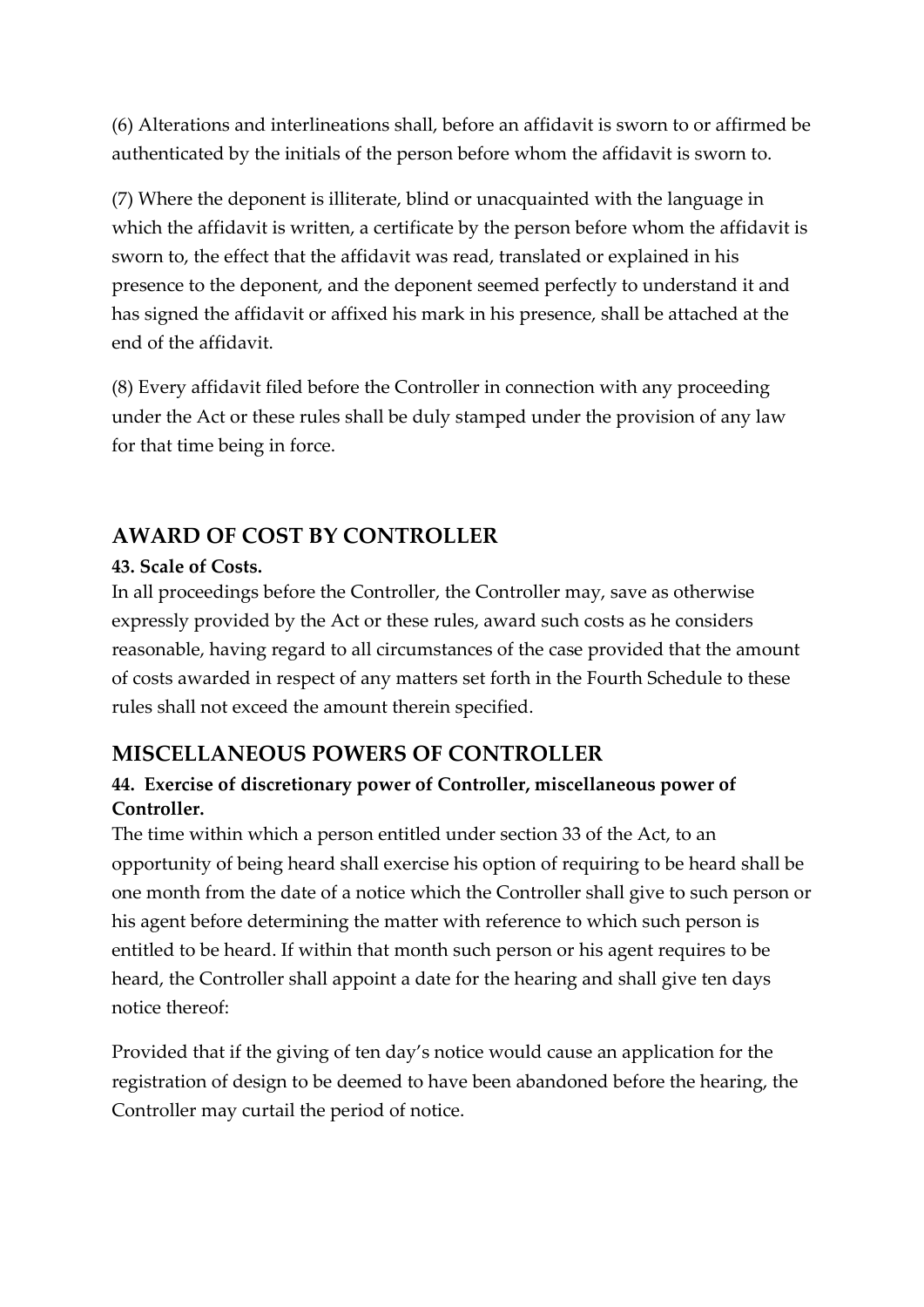(6) Alterations and interlineations shall, before an affidavit is sworn to or affirmed be authenticated by the initials of the person before whom the affidavit is sworn to.

(7) Where the deponent is illiterate, blind or unacquainted with the language in which the affidavit is written, a certificate by the person before whom the affidavit is sworn to, the effect that the affidavit was read, translated or explained in his presence to the deponent, and the deponent seemed perfectly to understand it and has signed the affidavit or affixed his mark in his presence, shall be attached at the end of the affidavit.

(8) Every affidavit filed before the Controller in connection with any proceeding under the Act or these rules shall be duly stamped under the provision of any law for that time being in force.

## AWARD OF COST BY CONTROLLER

**43. Scale of Costs.**

In all proceedings before the Controller, the Controller may, save as otherwise expressly provided by the Act or these rules, award such costs as he considers reasonable, having regard to all circumstances of the case provided that the amount of costs awarded in respect of any matters set forth in the Fourth Schedule to these rules shall not exceed the amount therein specified.

## MISCELLANEOUS POWERS OF CONTROLLER

**44. Exercise of discretionary power of Controller, miscellaneous power of Controller.**

The time within which a person entitled under section 33 of the Act, to an opportunity of being heard shall exercise his option of requiring to be heard shall be one month from the date of a notice which the Controller shall give to such person or his agent before determining the matter with reference to which such person is entitled to be heard. If within that month such person or his agent requires to be heard, the Controller shall appoint a date for the hearing and shall give ten days notice thereof:

Provided that if the giving of ten day's notice would cause an application for the registration of design to be deemed to have been abandoned before the hearing, the Controller may curtail the period of notice.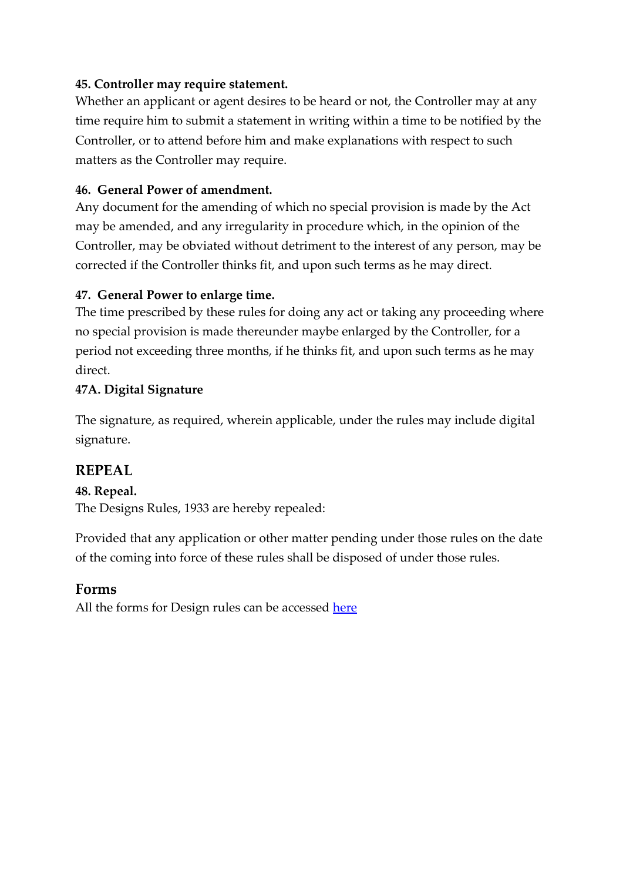**45. Controller may require statement.**
Whether an applicant or agent desires to be heard or not, the Controller may at any time require him to submit a statement in writing within a time to be notified by the Controller, or to attend before him and make explanations with respect to such matters as the Controller may require.

**46. General Power of amendment.**
Any document for the amending of which no special provision is made by the Act may be amended, and any irregularity in procedure which, in the opinion of the Controller, may be obviated without detriment to the interest of any person, may be corrected if the Controller thinks fit, and upon such terms as he may direct.

**47. General Power to enlarge time.**
The time prescribed by these rules for doing any act or taking any proceeding where no special provision is made thereunder maybe enlarged by the Controller, for a period not exceeding three months, if he thinks fit, and upon such terms as he may direct.

**47A. Digital Signature**

The signature, as required, wherein applicable, under the rules may include digital signature.

## REPEAL

**48. Repeal.**
The Designs Rules, 1933 are hereby repealed:

Provided that any application or other matter pending under those rules on the date of the coming into force of these rules shall be disposed of under those rules.

## Forms

All the forms for Design rules can be accessed here